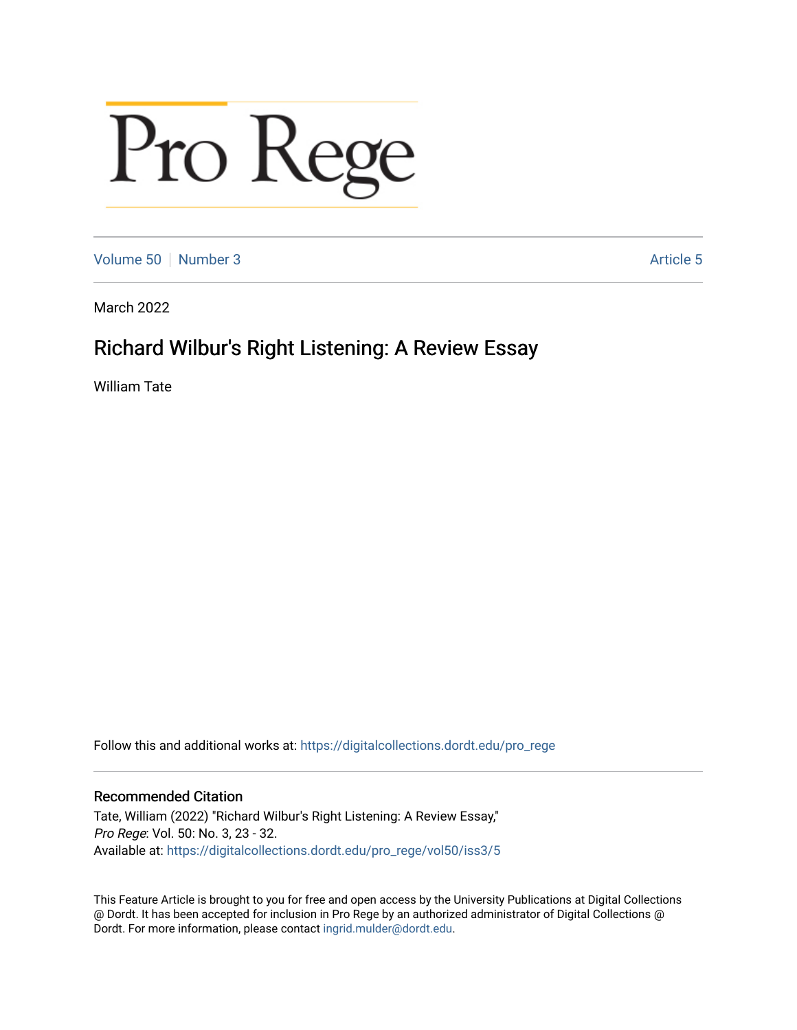Pro Rege

Volume 50 | Number 3 | Article 5

March 2022

# Richard Wilbur's Right Listening: A Review Essay

William Tate

Follow this and additional works at: https://digitalcollections.dordt.edu/pro_rege

## Recommended Citation

Tate, William (2022) "Richard Wilbur's Right Listening: A Review Essay," *Pro Rege*: Vol. 50: No. 3, 23 - 32.
Available at: https://digitalcollections.dordt.edu/pro_rege/vol50/iss3/5

This Feature Article is brought to you for free and open access by the University Publications at Digital Collections @ Dordt. It has been accepted for inclusion in Pro Rege by an authorized administrator of Digital Collections @ Dordt. For more information, please contact ingrid.mulder@dordt.edu.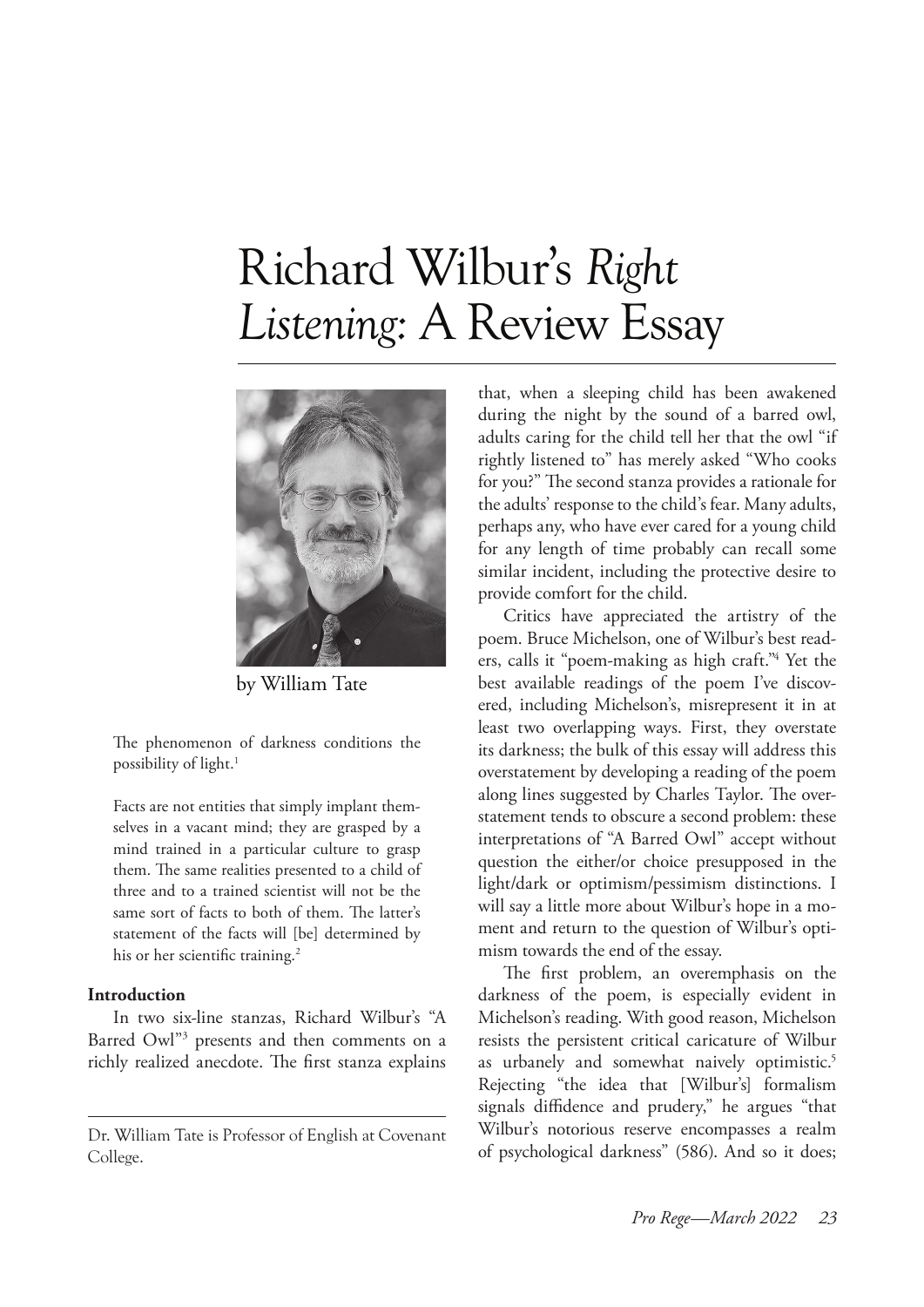# Richard Wilbur's *Right Listening*: A Review Essay

by William Tate

The phenomenon of darkness conditions the possibility of light.[1]

Facts are not entities that simply implant themselves in a vacant mind; they are grasped by a mind trained in a particular culture to grasp them. The same realities presented to a child of three and to a trained scientist will not be the same sort of facts to both of them. The latter's statement of the facts will [be] determined by his or her scientific training.[2]

**Introduction**

In two six-line stanzas, Richard Wilbur's "A Barred Owl"[3] presents and then comments on a richly realized anecdote. The first stanza explains that, when a sleeping child has been awakened during the night by the sound of a barred owl, adults caring for the child tell her that the owl "if rightly listened to" has merely asked "Who cooks for you?" The second stanza provides a rationale for the adults' response to the child's fear. Many adults, perhaps any, who have ever cared for a young child for any length of time probably can recall some similar incident, including the protective desire to provide comfort for the child.

Critics have appreciated the artistry of the poem. Bruce Michelson, one of Wilbur's best readers, calls it "poem-making as high craft."[4] Yet the best available readings of the poem I've discovered, including Michelson's, misrepresent it in at least two overlapping ways. First, they overstate its darkness; the bulk of this essay will address this overstatement by developing a reading of the poem along lines suggested by Charles Taylor. The overstatement tends to obscure a second problem: these interpretations of "A Barred Owl" accept without question the either/or choice presupposed in the light/dark or optimism/pessimism distinctions. I will say a little more about Wilbur's hope in a moment and return to the question of Wilbur's optimism towards the end of the essay.

The first problem, an overemphasis on the darkness of the poem, is especially evident in Michelson's reading. With good reason, Michelson resists the persistent critical caricature of Wilbur as urbanely and somewhat naively optimistic.[5] Rejecting "the idea that [Wilbur's] formalism signals diffidence and prudery," he argues "that Wilbur's notorious reserve encompasses a realm of psychological darkness" (586). And so it does;

Dr. William Tate is Professor of English at Covenant College.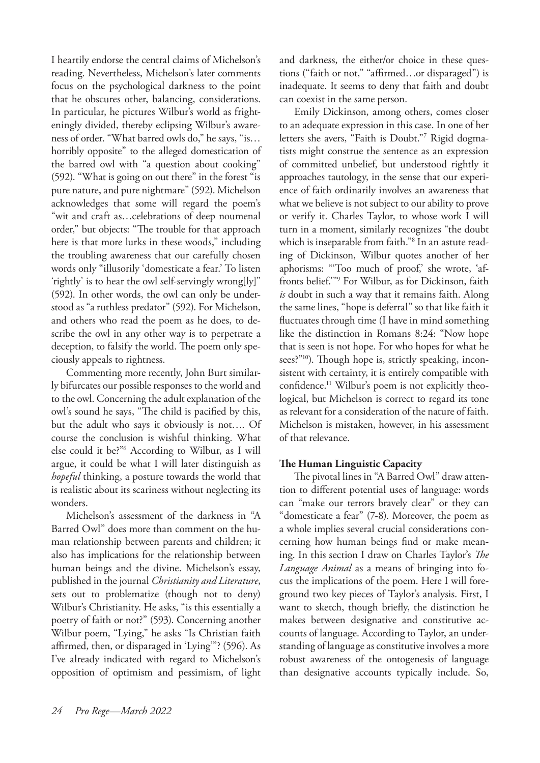I heartily endorse the central claims of Michelson's reading. Nevertheless, Michelson's later comments focus on the psychological darkness to the point that he obscures other, balancing, considerations. In particular, he pictures Wilbur's world as frighteningly divided, thereby eclipsing Wilbur's awareness of order. "What barred owls do," he says, "is…horribly opposite" to the alleged domestication of the barred owl with "a question about cooking" (592). "What is going on out there" in the forest "is pure nature, and pure nightmare" (592). Michelson acknowledges that some will regard the poem's "wit and craft as…celebrations of deep noumenal order," but objects: "The trouble for that approach here is that more lurks in these woods," including the troubling awareness that our carefully chosen words only "illusorily 'domesticate a fear.' To listen 'rightly' is to hear the owl self-servingly wrong[ly]" (592). In other words, the owl can only be understood as "a ruthless predator" (592). For Michelson, and others who read the poem as he does, to describe the owl in any other way is to perpetrate a deception, to falsify the world. The poem only speciously appeals to rightness.

Commenting more recently, John Burt similarly bifurcates our possible responses to the world and to the owl. Concerning the adult explanation of the owl's sound he says, "The child is pacified by this, but the adult who says it obviously is not…. Of course the conclusion is wishful thinking. What else could it be?"[6] According to Wilbur, as I will argue, it could be what I will later distinguish as *hopeful* thinking, a posture towards the world that is realistic about its scariness without neglecting its wonders.

Michelson's assessment of the darkness in "A Barred Owl" does more than comment on the human relationship between parents and children; it also has implications for the relationship between human beings and the divine. Michelson's essay, published in the journal *Christianity and Literature*, sets out to problematize (though not to deny) Wilbur's Christianity. He asks, "is this essentially a poetry of faith or not?" (593). Concerning another Wilbur poem, "Lying," he asks "Is Christian faith affirmed, then, or disparaged in 'Lying'"? (596). As I've already indicated with regard to Michelson's opposition of optimism and pessimism, of light and darkness, the either/or choice in these questions ("faith or not," "affirmed…or disparaged") is inadequate. It seems to deny that faith and doubt can coexist in the same person.

Emily Dickinson, among others, comes closer to an adequate expression in this case. In one of her letters she avers, "Faith is Doubt."[7] Rigid dogmatists might construe the sentence as an expression of committed unbelief, but understood rightly it approaches tautology, in the sense that our experience of faith ordinarily involves an awareness that what we believe is not subject to our ability to prove or verify it. Charles Taylor, to whose work I will turn in a moment, similarly recognizes "the doubt which is inseparable from faith."[8] In an astute reading of Dickinson, Wilbur quotes another of her aphorisms: "'Too much of proof,' she wrote, 'affronts belief.'"[9] For Wilbur, as for Dickinson, faith *is* doubt in such a way that it remains faith. Along the same lines, "hope is deferral" so that like faith it fluctuates through time (I have in mind something like the distinction in Romans 8:24: "Now hope that is seen is not hope. For who hopes for what he sees?"[10]). Though hope is, strictly speaking, inconsistent with certainty, it is entirely compatible with confidence.[11] Wilbur's poem is not explicitly theological, but Michelson is correct to regard its tone as relevant for a consideration of the nature of faith. Michelson is mistaken, however, in his assessment of that relevance.

## The Human Linguistic Capacity

The pivotal lines in "A Barred Owl" draw attention to different potential uses of language: words can "make our terrors bravely clear" or they can "domesticate a fear" (7-8). Moreover, the poem as a whole implies several crucial considerations concerning how human beings find or make meaning. In this section I draw on Charles Taylor's *The Language Animal* as a means of bringing into focus the implications of the poem. Here I will foreground two key pieces of Taylor's analysis. First, I want to sketch, though briefly, the distinction he makes between designative and constitutive accounts of language. According to Taylor, an understanding of language as constitutive involves a more robust awareness of the ontogenesis of language than designative accounts typically include. So,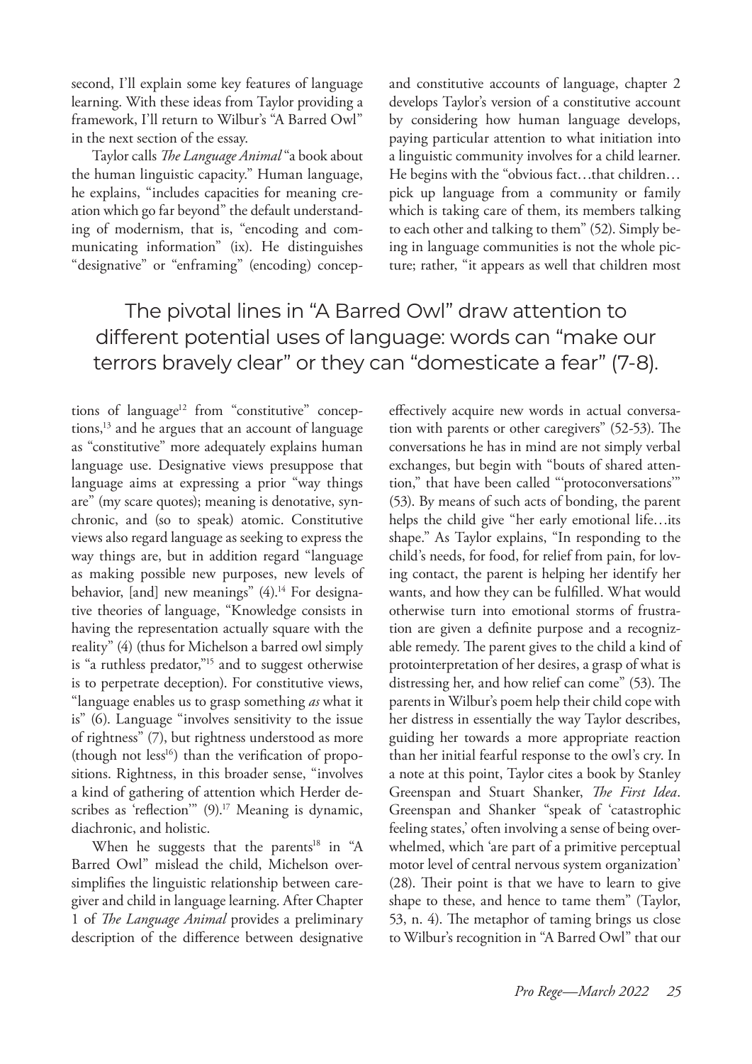second, I'll explain some key features of language learning. With these ideas from Taylor providing a framework, I'll return to Wilbur's "A Barred Owl" in the next section of the essay.

Taylor calls *The Language Animal* "a book about the human linguistic capacity." Human language, he explains, "includes capacities for meaning creation which go far beyond" the default understanding of modernism, that is, "encoding and communicating information" (ix). He distinguishes "designative" or "enframing" (encoding) conceptions of language[12] from "constitutive" conceptions,[13] and he argues that an account of language as "constitutive" more adequately explains human language use. Designative views presuppose that language aims at expressing a prior "way things are" (my scare quotes); meaning is denotative, synchronic, and (so to speak) atomic. Constitutive views also regard language as seeking to express the way things are, but in addition regard "language as making possible new purposes, new levels of behavior, [and] new meanings" (4).[14] For designative theories of language, "Knowledge consists in having the representation actually square with the reality" (4) (thus for Michelson a barred owl simply is "a ruthless predator,"[15] and to suggest otherwise is to perpetrate deception). For constitutive views, "language enables us to grasp something *as* what it is" (6). Language "involves sensitivity to the issue of rightness" (7), but rightness understood as more (though not less[16]) than the verification of propositions. Rightness, in this broader sense, "involves a kind of gathering of attention which Herder describes as 'reflection'" (9).[17] Meaning is dynamic, diachronic, and holistic.

When he suggests that the parents[18] in "A Barred Owl" mislead the child, Michelson oversimplifies the linguistic relationship between caregiver and child in language learning. After Chapter 1 of *The Language Animal* provides a preliminary description of the difference between designative and constitutive accounts of language, chapter 2 develops Taylor's version of a constitutive account by considering how human language develops, paying particular attention to what initiation into a linguistic community involves for a child learner. He begins with the "obvious fact…that children… pick up language from a community or family which is taking care of them, its members talking to each other and talking to them" (52). Simply being in language communities is not the whole picture; rather, "it appears as well that children most effectively acquire new words in actual conversation with parents or other caregivers" (52-53). The conversations he has in mind are not simply verbal exchanges, but begin with "bouts of shared attention," that have been called "'protoconversations'" (53). By means of such acts of bonding, the parent helps the child give "her early emotional life…its shape." As Taylor explains, "In responding to the child's needs, for food, for relief from pain, for loving contact, the parent is helping her identify her wants, and how they can be fulfilled. What would otherwise turn into emotional storms of frustration are given a definite purpose and a recognizable remedy. The parent gives to the child a kind of protointerpretation of her desires, a grasp of what is distressing her, and how relief can come" (53). The parents in Wilbur's poem help their child cope with her distress in essentially the way Taylor describes, guiding her towards a more appropriate reaction than her initial fearful response to the owl's cry. In a note at this point, Taylor cites a book by Stanley Greenspan and Stuart Shanker, *The First Idea*. Greenspan and Shanker "speak of 'catastrophic feeling states,' often involving a sense of being overwhelmed, which 'are part of a primitive perceptual motor level of central nervous system organization' (28). Their point is that we have to learn to give shape to these, and hence to tame them" (Taylor, 53, n. 4). The metaphor of taming brings us close to Wilbur's recognition in "A Barred Owl" that our

> The pivotal lines in "A Barred Owl" draw attention to different potential uses of language: words can "make our terrors bravely clear" or they can "domesticate a fear" (7-8).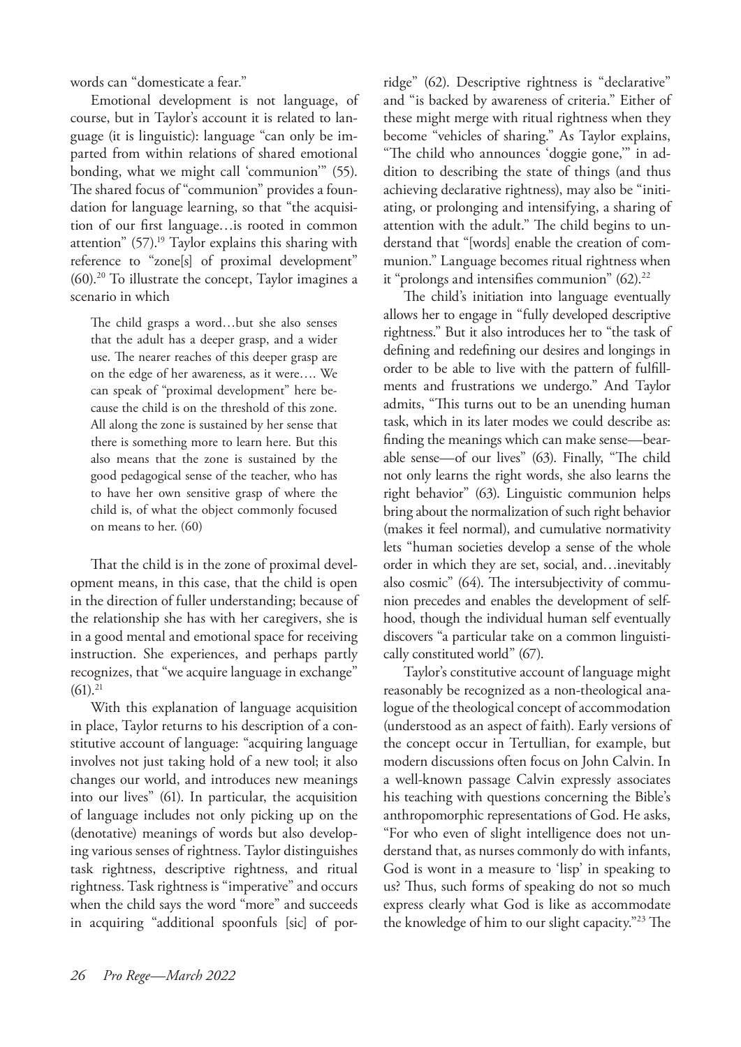words can "domesticate a fear."

Emotional development is not language, of course, but in Taylor's account it is related to language (it is linguistic): language "can only be imparted from within relations of shared emotional bonding, what we might call 'communion'" (55). The shared focus of "communion" provides a foundation for language learning, so that "the acquisition of our first language…is rooted in common attention" (57).[19] Taylor explains this sharing with reference to "zone[s] of proximal development" (60).[20] To illustrate the concept, Taylor imagines a scenario in which

> The child grasps a word…but she also senses that the adult has a deeper grasp, and a wider use. The nearer reaches of this deeper grasp are on the edge of her awareness, as it were…. We can speak of "proximal development" here because the child is on the threshold of this zone. All along the zone is sustained by her sense that there is something more to learn here. But this also means that the zone is sustained by the good pedagogical sense of the teacher, who has to have her own sensitive grasp of where the child is, of what the object commonly focused on means to her. (60)

That the child is in the zone of proximal development means, in this case, that the child is open in the direction of fuller understanding; because of the relationship she has with her caregivers, she is in a good mental and emotional space for receiving instruction. She experiences, and perhaps partly recognizes, that "we acquire language in exchange" (61).[21]

With this explanation of language acquisition in place, Taylor returns to his description of a constitutive account of language: "acquiring language involves not just taking hold of a new tool; it also changes our world, and introduces new meanings into our lives" (61). In particular, the acquisition of language includes not only picking up on the (denotative) meanings of words but also developing various senses of rightness. Taylor distinguishes task rightness, descriptive rightness, and ritual rightness. Task rightness is "imperative" and occurs when the child says the word "more" and succeeds in acquiring "additional spoonfuls [sic] of porridge" (62). Descriptive rightness is "declarative" and "is backed by awareness of criteria." Either of these might merge with ritual rightness when they become "vehicles of sharing." As Taylor explains, "The child who announces 'doggie gone,'" in addition to describing the state of things (and thus achieving declarative rightness), may also be "initiating, or prolonging and intensifying, a sharing of attention with the adult." The child begins to understand that "[words] enable the creation of communion." Language becomes ritual rightness when it "prolongs and intensifies communion" (62).[22]

The child's initiation into language eventually allows her to engage in "fully developed descriptive rightness." But it also introduces her to "the task of defining and redefining our desires and longings in order to be able to live with the pattern of fulfillments and frustrations we undergo." And Taylor admits, "This turns out to be an unending human task, which in its later modes we could describe as: finding the meanings which can make sense—bearable sense—of our lives" (63). Finally, "The child not only learns the right words, she also learns the right behavior" (63). Linguistic communion helps bring about the normalization of such right behavior (makes it feel normal), and cumulative normativity lets "human societies develop a sense of the whole order in which they are set, social, and…inevitably also cosmic" (64). The intersubjectivity of communion precedes and enables the development of selfhood, though the individual human self eventually discovers "a particular take on a common linguistically constituted world" (67).

Taylor's constitutive account of language might reasonably be recognized as a non-theological analogue of the theological concept of accommodation (understood as an aspect of faith). Early versions of the concept occur in Tertullian, for example, but modern discussions often focus on John Calvin. In a well-known passage Calvin expressly associates his teaching with questions concerning the Bible's anthropomorphic representations of God. He asks, "For who even of slight intelligence does not understand that, as nurses commonly do with infants, God is wont in a measure to 'lisp' in speaking to us? Thus, such forms of speaking do not so much express clearly what God is like as accommodate the knowledge of him to our slight capacity."[23] The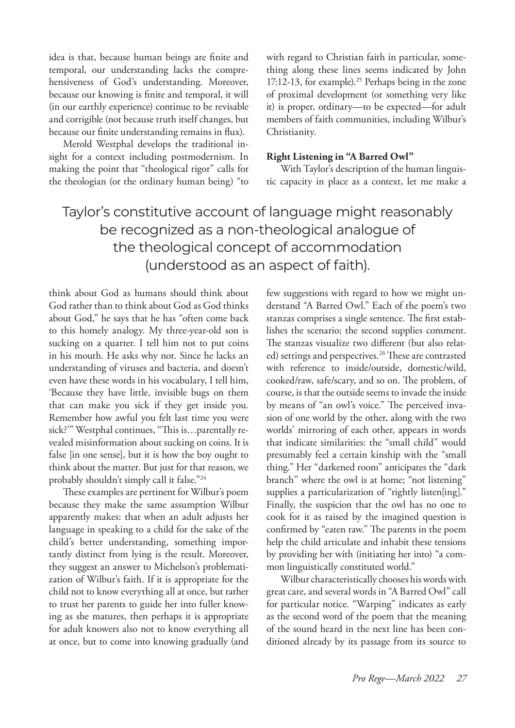idea is that, because human beings are finite and temporal, our understanding lacks the comprehensiveness of God's understanding. Moreover, because our knowing is finite and temporal, it will (in our earthly experience) continue to be revisable and corrigible (not because truth itself changes, but because our finite understanding remains in flux).

Merold Westphal develops the traditional insight for a context including postmodernism. In making the point that "theological rigor" calls for the theologian (or the ordinary human being) "to think about God as humans should think about God rather than to think about God as God thinks about God," he says that he has "often come back to this homely analogy. My three-year-old son is sucking on a quarter. I tell him not to put coins in his mouth. He asks why not. Since he lacks an understanding of viruses and bacteria, and doesn't even have these words in his vocabulary, I tell him, 'Because they have little, invisible bugs on them that can make you sick if they get inside you. Remember how awful you felt last time you were sick?'" Westphal continues, "This is…parentally revealed misinformation about sucking on coins. It is false [in one sense], but it is how the boy ought to think about the matter. But just for that reason, we probably shouldn't simply call it false."[24]

These examples are pertinent for Wilbur's poem because they make the same assumption Wilbur apparently makes: that when an adult adjusts her language in speaking to a child for the sake of the child's better understanding, something importantly distinct from lying is the result. Moreover, they suggest an answer to Michelson's problematization of Wilbur's faith. If it is appropriate for the child not to know everything all at once, but rather to trust her parents to guide her into fuller knowing as she matures, then perhaps it is appropriate for adult knowers also not to know everything all at once, but to come into knowing gradually (and with regard to Christian faith in particular, something along these lines seems indicated by John 17:12-13, for example).[25] Perhaps being in the zone of proximal development (or something very like it) is proper, ordinary—to be expected—for adult members of faith communities, including Wilbur's Christianity.

> Taylor's constitutive account of language might reasonably be recognized as a non-theological analogue of the theological concept of accommodation (understood as an aspect of faith).

**Right Listening in "A Barred Owl"**

With Taylor's description of the human linguistic capacity in place as a context, let me make a few suggestions with regard to how we might understand "A Barred Owl." Each of the poem's two stanzas comprises a single sentence. The first establishes the scenario; the second supplies comment. The stanzas visualize two different (but also related) settings and perspectives.[26] These are contrasted with reference to inside/outside, domestic/wild, cooked/raw, safe/scary, and so on. The problem, of course, is that the outside seems to invade the inside by means of "an owl's voice." The perceived invasion of one world by the other, along with the two worlds' mirroring of each other, appears in words that indicate similarities: the "small child" would presumably feel a certain kinship with the "small thing." Her "darkened room" anticipates the "dark branch" where the owl is at home; "not listening" supplies a particularization of "rightly listen[ing]." Finally, the suspicion that the owl has no one to cook for it as raised by the imagined question is confirmed by "eaten raw." The parents in the poem help the child articulate and inhabit these tensions by providing her with (initiating her into) "a common linguistically constituted world."

Wilbur characteristically chooses his words with great care, and several words in "A Barred Owl" call for particular notice. "Warping" indicates as early as the second word of the poem that the meaning of the sound heard in the next line has been conditioned already by its passage from its source to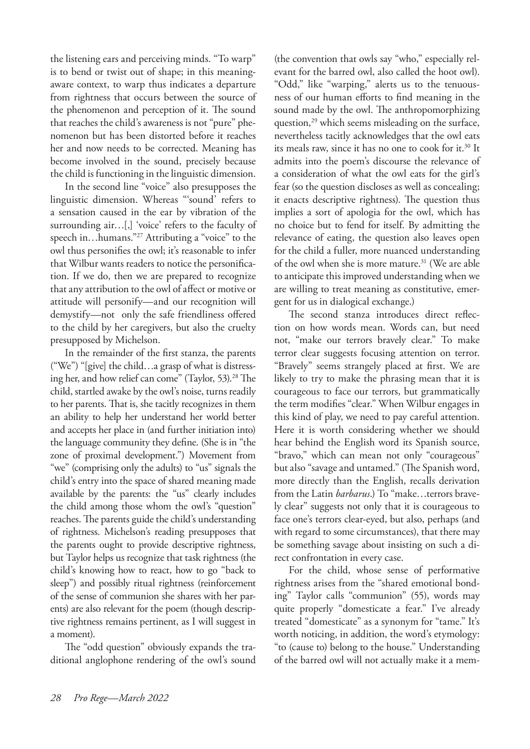the listening ears and perceiving minds. "To warp" is to bend or twist out of shape; in this meaning-aware context, to warp thus indicates a departure from rightness that occurs between the source of the phenomenon and perception of it. The sound that reaches the child's awareness is not "pure" phenomenon but has been distorted before it reaches her and now needs to be corrected. Meaning has become involved in the sound, precisely because the child is functioning in the linguistic dimension.

In the second line "voice" also presupposes the linguistic dimension. Whereas "'sound' refers to a sensation caused in the ear by vibration of the surrounding air…[,] 'voice' refers to the faculty of speech in…humans."[27] Attributing a "voice" to the owl thus personifies the owl; it's reasonable to infer that Wilbur wants readers to notice the personification. If we do, then we are prepared to recognize that any attribution to the owl of affect or motive or attitude will personify—and our recognition will demystify—not only the safe friendliness offered to the child by her caregivers, but also the cruelty presupposed by Michelson.

In the remainder of the first stanza, the parents ("We") "[give] the child…a grasp of what is distressing her, and how relief can come" (Taylor, 53).[28] The child, startled awake by the owl's noise, turns readily to her parents. That is, she tacitly recognizes in them an ability to help her understand her world better and accepts her place in (and further initiation into) the language community they define. (She is in "the zone of proximal development.") Movement from "we" (comprising only the adults) to "us" signals the child's entry into the space of shared meaning made available by the parents: the "us" clearly includes the child among those whom the owl's "question" reaches. The parents guide the child's understanding of rightness. Michelson's reading presupposes that the parents ought to provide descriptive rightness, but Taylor helps us recognize that task rightness (the child's knowing how to react, how to go "back to sleep") and possibly ritual rightness (reinforcement of the sense of communion she shares with her parents) are also relevant for the poem (though descriptive rightness remains pertinent, as I will suggest in a moment).

The "odd question" obviously expands the traditional anglophone rendering of the owl's sound (the convention that owls say "who," especially relevant for the barred owl, also called the hoot owl). "Odd," like "warping," alerts us to the tenuousness of our human efforts to find meaning in the sound made by the owl. The anthropomorphizing question,[29] which seems misleading on the surface, nevertheless tacitly acknowledges that the owl eats its meals raw, since it has no one to cook for it.[30] It admits into the poem's discourse the relevance of a consideration of what the owl eats for the girl's fear (so the question discloses as well as concealing; it enacts descriptive rightness). The question thus implies a sort of apologia for the owl, which has no choice but to fend for itself. By admitting the relevance of eating, the question also leaves open for the child a fuller, more nuanced understanding of the owl when she is more mature.[31] (We are able to anticipate this improved understanding when we are willing to treat meaning as constitutive, emergent for us in dialogical exchange.)

The second stanza introduces direct reflection on how words mean. Words can, but need not, "make our terrors bravely clear." To make terror clear suggests focusing attention on terror. "Bravely" seems strangely placed at first. We are likely to try to make the phrasing mean that it is courageous to face our terrors, but grammatically the term modifies "clear." When Wilbur engages in this kind of play, we need to pay careful attention. Here it is worth considering whether we should hear behind the English word its Spanish source, "bravo," which can mean not only "courageous" but also "savage and untamed." (The Spanish word, more directly than the English, recalls derivation from the Latin *barbarus*.) To "make…terrors bravely clear" suggests not only that it is courageous to face one's terrors clear-eyed, but also, perhaps (and with regard to some circumstances), that there may be something savage about insisting on such a direct confrontation in every case.

For the child, whose sense of performative rightness arises from the "shared emotional bonding" Taylor calls "communion" (55), words may quite properly "domesticate a fear." I've already treated "domesticate" as a synonym for "tame." It's worth noticing, in addition, the word's etymology: "to (cause to) belong to the house." Understanding of the barred owl will not actually make it a mem-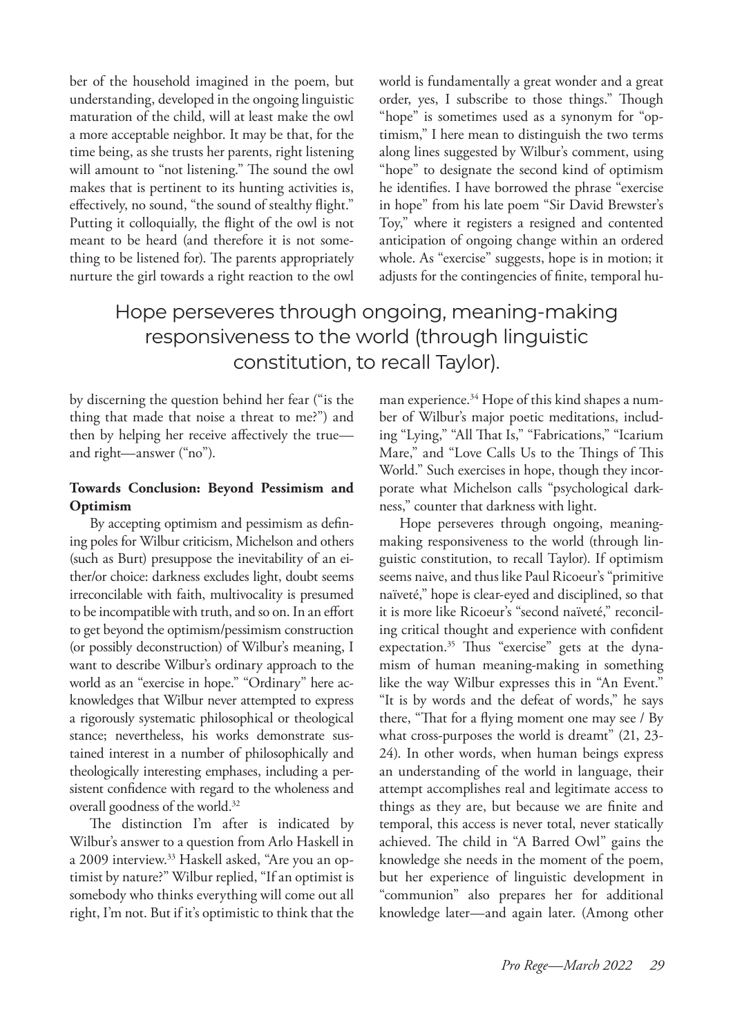ber of the household imagined in the poem, but understanding, developed in the ongoing linguistic maturation of the child, will at least make the owl a more acceptable neighbor. It may be that, for the time being, as she trusts her parents, right listening will amount to "not listening." The sound the owl makes that is pertinent to its hunting activities is, effectively, no sound, "the sound of stealthy flight." Putting it colloquially, the flight of the owl is not meant to be heard (and therefore it is not something to be listened for). The parents appropriately nurture the girl towards a right reaction to the owl by discerning the question behind her fear ("is the thing that made that noise a threat to me?") and then by helping her receive affectively the true—and right—answer ("no").

**Towards Conclusion: Beyond Pessimism and Optimism**

By accepting optimism and pessimism as defining poles for Wilbur criticism, Michelson and others (such as Burt) presuppose the inevitability of an either/or choice: darkness excludes light, doubt seems irreconcilable with faith, multivocality is presumed to be incompatible with truth, and so on. In an effort to get beyond the optimism/pessimism construction (or possibly deconstruction) of Wilbur's meaning, I want to describe Wilbur's ordinary approach to the world as an "exercise in hope." "Ordinary" here acknowledges that Wilbur never attempted to express a rigorously systematic philosophical or theological stance; nevertheless, his works demonstrate sustained interest in a number of philosophically and theologically interesting emphases, including a persistent confidence with regard to the wholeness and overall goodness of the world.[32]

The distinction I'm after is indicated by Wilbur's answer to a question from Arlo Haskell in a 2009 interview.[33] Haskell asked, "Are you an optimist by nature?" Wilbur replied, "If an optimist is somebody who thinks everything will come out all right, I'm not. But if it's optimistic to think that the world is fundamentally a great wonder and a great order, yes, I subscribe to those things." Though "hope" is sometimes used as a synonym for "optimism," I here mean to distinguish the two terms along lines suggested by Wilbur's comment, using "hope" to designate the second kind of optimism he identifies. I have borrowed the phrase "exercise in hope" from his late poem "Sir David Brewster's Toy," where it registers a resigned and contented anticipation of ongoing change within an ordered whole. As "exercise" suggests, hope is in motion; it adjusts for the contingencies of finite, temporal human experience.[34] Hope of this kind shapes a number of Wilbur's major poetic meditations, including "Lying," "All That Is," "Fabrications," "Icarium Mare," and "Love Calls Us to the Things of This World." Such exercises in hope, though they incorporate what Michelson calls "psychological darkness," counter that darkness with light.

Hope perseveres through ongoing, meaning-making responsiveness to the world (through linguistic constitution, to recall Taylor). If optimism seems naive, and thus like Paul Ricoeur's "primitive naïveté," hope is clear-eyed and disciplined, so that it is more like Ricoeur's "second naïveté," reconciling critical thought and experience with confident expectation.[35] Thus "exercise" gets at the dynamism of human meaning-making in something like the way Wilbur expresses this in "An Event." "It is by words and the defeat of words," he says there, "That for a flying moment one may see / By what cross-purposes the world is dreamt" (21, 23-24). In other words, when human beings express an understanding of the world in language, their attempt accomplishes real and legitimate access to things as they are, but because we are finite and temporal, this access is never total, never statically achieved. The child in "A Barred Owl" gains the knowledge she needs in the moment of the poem, but her experience of linguistic development in "communion" also prepares her for additional knowledge later—and again later. (Among other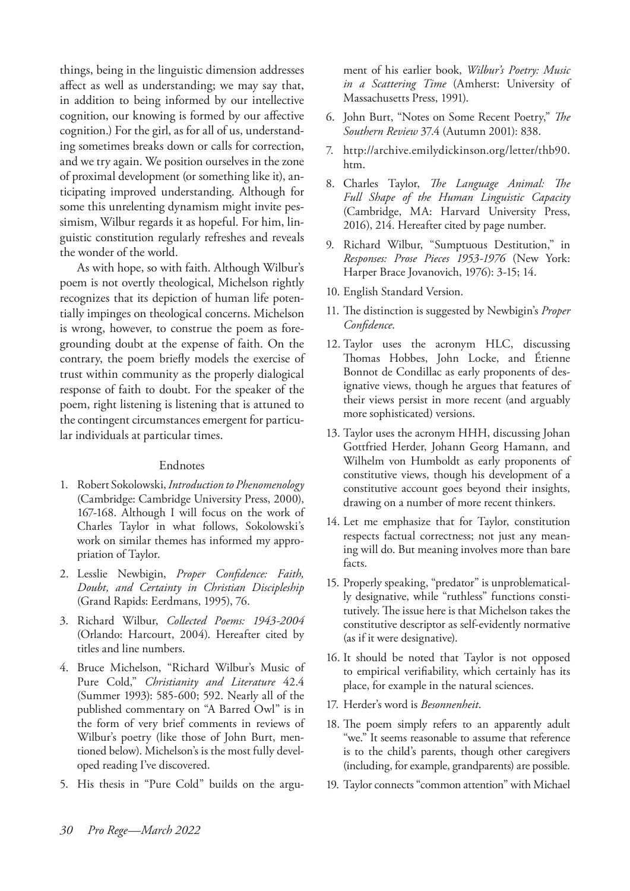things, being in the linguistic dimension addresses affect as well as understanding; we may say that, in addition to being informed by our intellective cognition, our knowing is formed by our affective cognition.) For the girl, as for all of us, understanding sometimes breaks down or calls for correction, and we try again. We position ourselves in the zone of proximal development (or something like it), anticipating improved understanding. Although for some this unrelenting dynamism might invite pessimism, Wilbur regards it as hopeful. For him, linguistic constitution regularly refreshes and reveals the wonder of the world.

As with hope, so with faith. Although Wilbur's poem is not overtly theological, Michelson rightly recognizes that its depiction of human life potentially impinges on theological concerns. Michelson is wrong, however, to construe the poem as foregrounding doubt at the expense of faith. On the contrary, the poem briefly models the exercise of trust within community as the properly dialogical response of faith to doubt. For the speaker of the poem, right listening is listening that is attuned to the contingent circumstances emergent for particular individuals at particular times.

## Endnotes

1. Robert Sokolowski, *Introduction to Phenomenology* (Cambridge: Cambridge University Press, 2000), 167-168. Although I will focus on the work of Charles Taylor in what follows, Sokolowski's work on similar themes has informed my appropriation of Taylor.
2. Lesslie Newbigin, *Proper Confidence: Faith, Doubt, and Certainty in Christian Discipleship* (Grand Rapids: Eerdmans, 1995), 76.
3. Richard Wilbur, *Collected Poems: 1943-2004* (Orlando: Harcourt, 2004). Hereafter cited by titles and line numbers.
4. Bruce Michelson, "Richard Wilbur's Music of Pure Cold," *Christianity and Literature* 42.4 (Summer 1993): 585-600; 592. Nearly all of the published commentary on "A Barred Owl" is in the form of very brief comments in reviews of Wilbur's poetry (like those of John Burt, mentioned below). Michelson's is the most fully developed reading I've discovered.
5. His thesis in "Pure Cold" builds on the argument of his earlier book, *Wilbur's Poetry: Music in a Scattering Time* (Amherst: University of Massachusetts Press, 1991).
6. John Burt, "Notes on Some Recent Poetry," *The Southern Review* 37.4 (Autumn 2001): 838.
7. http://archive.emilydickinson.org/letter/thb90.htm.
8. Charles Taylor, *The Language Animal: The Full Shape of the Human Linguistic Capacity* (Cambridge, MA: Harvard University Press, 2016), 214. Hereafter cited by page number.
9. Richard Wilbur, "Sumptuous Destitution," in *Responses: Prose Pieces 1953-1976* (New York: Harper Brace Jovanovich, 1976): 3-15; 14.
10. English Standard Version.
11. The distinction is suggested by Newbigin's *Proper Confidence*.
12. Taylor uses the acronym HLC, discussing Thomas Hobbes, John Locke, and Étienne Bonnot de Condillac as early proponents of designative views, though he argues that features of their views persist in more recent (and arguably more sophisticated) versions.
13. Taylor uses the acronym HHH, discussing Johan Gottfried Herder, Johann Georg Hamann, and Wilhelm von Humboldt as early proponents of constitutive views, though his development of a constitutive account goes beyond their insights, drawing on a number of more recent thinkers.
14. Let me emphasize that for Taylor, constitution respects factual correctness; not just any meaning will do. But meaning involves more than bare facts.
15. Properly speaking, "predator" is unproblematically designative, while "ruthless" functions constitutively. The issue here is that Michelson takes the constitutive descriptor as self-evidently normative (as if it were designative).
16. It should be noted that Taylor is not opposed to empirical verifiability, which certainly has its place, for example in the natural sciences.
17. Herder's word is *Besonnenheit*.
18. The poem simply refers to an apparently adult "we." It seems reasonable to assume that reference is to the child's parents, though other caregivers (including, for example, grandparents) are possible.
19. Taylor connects "common attention" with Michael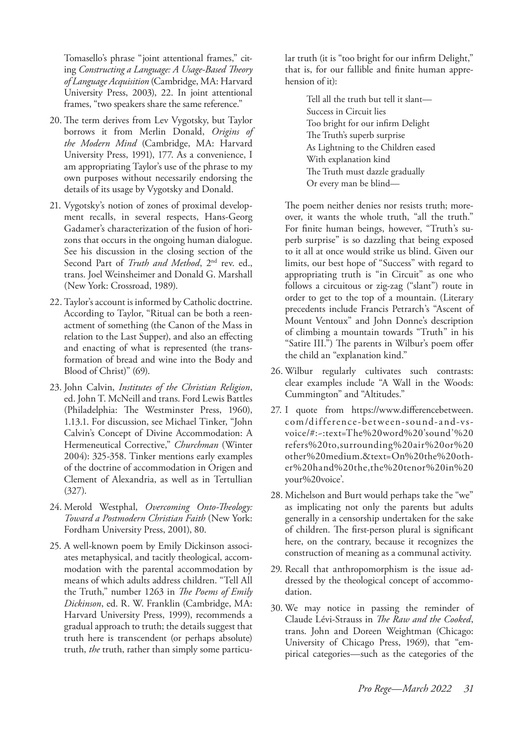Tomasello's phrase "joint attentional frames," citing *Constructing a Language: A Usage-Based Theory of Language Acquisition* (Cambridge, MA: Harvard University Press, 2003), 22. In joint attentional frames, "two speakers share the same reference."

20. The term derives from Lev Vygotsky, but Taylor borrows it from Merlin Donald, *Origins of the Modern Mind* (Cambridge, MA: Harvard University Press, 1991), 177. As a convenience, I am appropriating Taylor's use of the phrase to my own purposes without necessarily endorsing the details of its usage by Vygotsky and Donald.

21. Vygotsky's notion of zones of proximal development recalls, in several respects, Hans-Georg Gadamer's characterization of the fusion of horizons that occurs in the ongoing human dialogue. See his discussion in the closing section of the Second Part of *Truth and Method*, 2nd rev. ed., trans. Joel Weinsheimer and Donald G. Marshall (New York: Crossroad, 1989).

22. Taylor's account is informed by Catholic doctrine. According to Taylor, "Ritual can be both a reenactment of something (the Canon of the Mass in relation to the Last Supper), and also an effecting and enacting of what is represented (the transformation of bread and wine into the Body and Blood of Christ)" (69).

23. John Calvin, *Institutes of the Christian Religion*, ed. John T. McNeill and trans. Ford Lewis Battles (Philadelphia: The Westminster Press, 1960), 1.13.1. For discussion, see Michael Tinker, "John Calvin's Concept of Divine Accommodation: A Hermeneutical Corrective," *Churchman* (Winter 2004): 325-358. Tinker mentions early examples of the doctrine of accommodation in Origen and Clement of Alexandria, as well as in Tertullian (327).

24. Merold Westphal, *Overcoming Onto-Theology: Toward a Postmodern Christian Faith* (New York: Fordham University Press, 2001), 80.

25. A well-known poem by Emily Dickinson associates metaphysical, and tacitly theological, accommodation with the parental accommodation by means of which adults address children. "Tell All the Truth," number 1263 in *The Poems of Emily Dickinson*, ed. R. W. Franklin (Cambridge, MA: Harvard University Press, 1999), recommends a gradual approach to truth; the details suggest that truth here is transcendent (or perhaps absolute) truth, *the* truth, rather than simply some particular truth (it is "too bright for our infirm Delight," that is, for our fallible and finite human apprehension of it):

    > Tell all the truth but tell it slant—  
    > Success in Circuit lies  
    > Too bright for our infirm Delight  
    > The Truth's superb surprise  
    > As Lightning to the Children eased  
    > With explanation kind  
    > The Truth must dazzle gradually  
    > Or every man be blind—

    The poem neither denies nor resists truth; moreover, it wants the whole truth, "all the truth." For finite human beings, however, "Truth's superb surprise" is so dazzling that being exposed to it all at once would strike us blind. Given our limits, our best hope of "Success" with regard to appropriating truth is "in Circuit" as one who follows a circuitous or zig-zag ("slant") route in order to get to the top of a mountain. (Literary precedents include Francis Petrarch's "Ascent of Mount Ventoux" and John Donne's description of climbing a mountain towards "Truth" in his "Satire III.") The parents in Wilbur's poem offer the child an "explanation kind."

26. Wilbur regularly cultivates such contrasts: clear examples include "A Wall in the Woods: Cummington" and "Altitudes."

27. I quote from https://www.differencebetween.com/difference-between-sound-and-vs-voice/#:~:text=The%20word%20'sound'%20refers%20to,surrounding%20air%20or%20other%20medium.&text=On%20the%20other%20hand%20the,the%20tenor%20in%20your%20voice'.

28. Michelson and Burt would perhaps take the "we" as implicating not only the parents but adults generally in a censorship undertaken for the sake of children. The first-person plural is significant here, on the contrary, because it recognizes the construction of meaning as a communal activity.

29. Recall that anthropomorphism is the issue addressed by the theological concept of accommodation.

30. We may notice in passing the reminder of Claude Lévi-Strauss in *The Raw and the Cooked*, trans. John and Doreen Weightman (Chicago: University of Chicago Press, 1969), that "empirical categories—such as the categories of the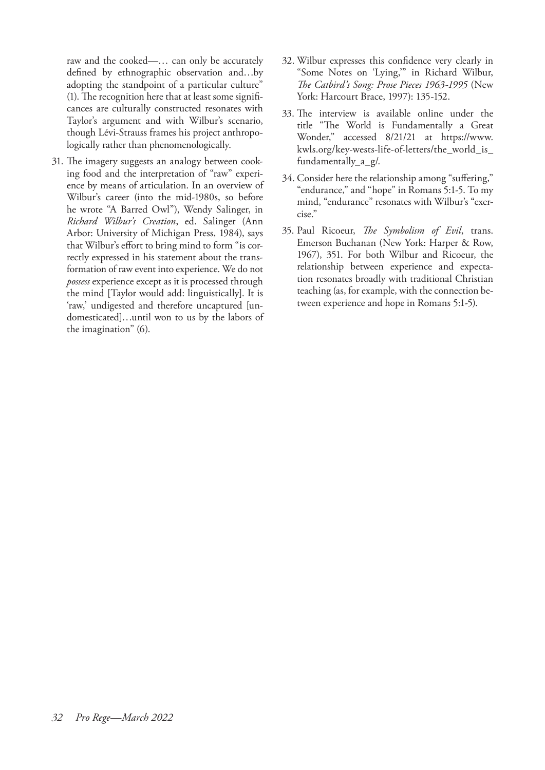raw and the cooked—… can only be accurately defined by ethnographic observation and…by adopting the standpoint of a particular culture" (1). The recognition here that at least some significances are culturally constructed resonates with Taylor's argument and with Wilbur's scenario, though Lévi-Strauss frames his project anthropologically rather than phenomenologically.

31. The imagery suggests an analogy between cooking food and the interpretation of "raw" experience by means of articulation. In an overview of Wilbur's career (into the mid-1980s, so before he wrote "A Barred Owl"), Wendy Salinger, in *Richard Wilbur's Creation*, ed. Salinger (Ann Arbor: University of Michigan Press, 1984), says that Wilbur's effort to bring mind to form "is correctly expressed in his statement about the transformation of raw event into experience. We do not *possess* experience except as it is processed through the mind [Taylor would add: linguistically]. It is 'raw,' undigested and therefore uncaptured [undomesticated]…until won to us by the labors of the imagination" (6).

32. Wilbur expresses this confidence very clearly in "Some Notes on 'Lying,'" in Richard Wilbur, *The Catbird's Song: Prose Pieces 1963-1995* (New York: Harcourt Brace, 1997): 135-152.

33. The interview is available online under the title "The World is Fundamentally a Great Wonder," accessed 8/21/21 at https://www.kwls.org/key-wests-life-of-letters/the_world_is_fundamentally_a_g/.

34. Consider here the relationship among "suffering," "endurance," and "hope" in Romans 5:1-5. To my mind, "endurance" resonates with Wilbur's "exercise."

35. Paul Ricoeur, *The Symbolism of Evil*, trans. Emerson Buchanan (New York: Harper & Row, 1967), 351. For both Wilbur and Ricoeur, the relationship between experience and expectation resonates broadly with traditional Christian teaching (as, for example, with the connection between experience and hope in Romans 5:1-5).